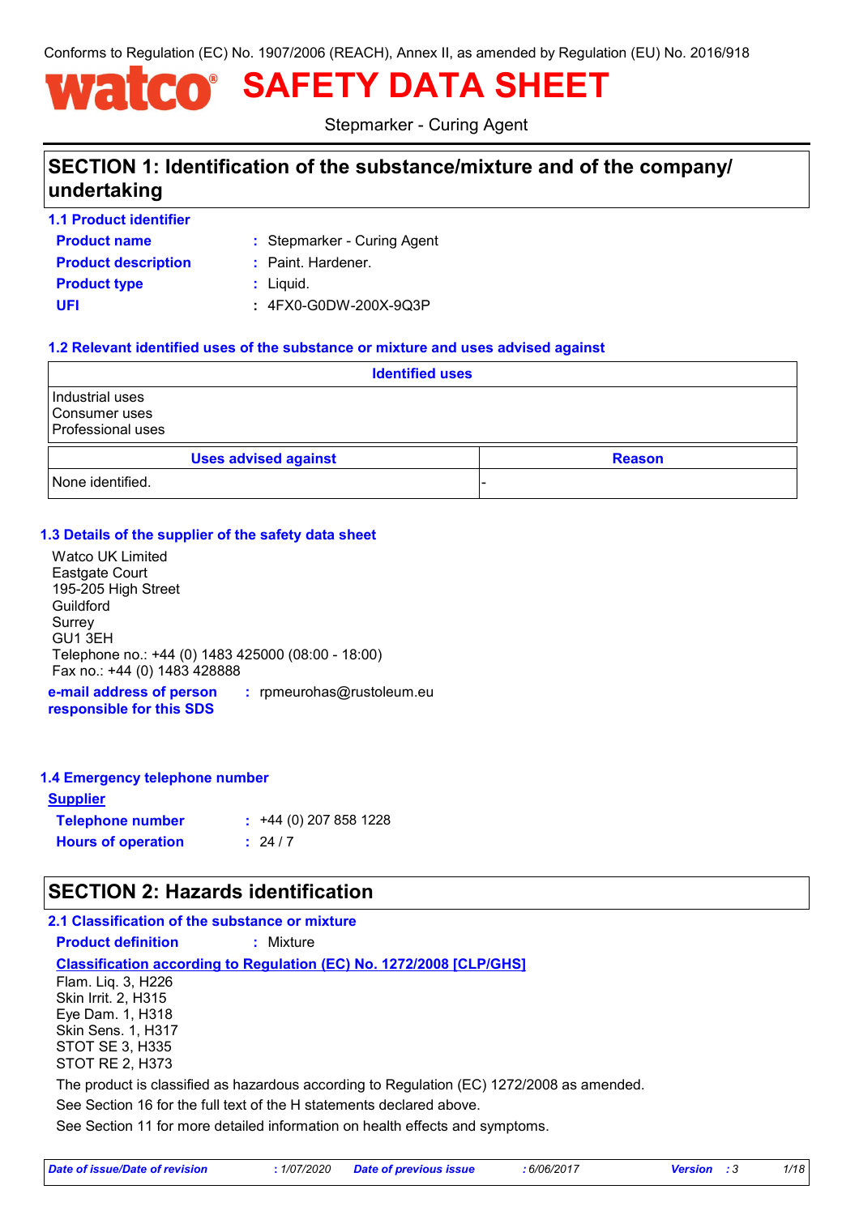Conforms to Regulation (EC) No. 1907/2006 (REACH), Annex II, as amended by Regulation (EU) No. 2016/918

# watco® SAFETY DATA SHEET

Stepmarker - Curing Agent

## SECTION 1: Identification of the substance/mixture and of the company/undertaking

### 1.1 Product identifier

**Product name** : Stepmarker - Curing Agent

**Product description** : Paint. Hardener.

**Product type** : Liquid.

**UFI** : 4FX0-G0DW-200X-9Q3P

### 1.2 Relevant identified uses of the substance or mixture and uses advised against

| Identified uses |
|---|
| Industrial uses<br>Consumer uses<br>Professional uses |

| Uses advised against | Reason |
|---|---|
| None identified. | - |

### 1.3 Details of the supplier of the safety data sheet

Watco UK Limited
Eastgate Court
195-205 High Street
Guildford
Surrey
GU1 3EH
Telephone no.: +44 (0) 1483 425000 (08:00 - 18:00)
Fax no.: +44 (0) 1483 428888

**e-mail address of person responsible for this SDS** : rpmeurohas@rustoleum.eu

### 1.4 Emergency telephone number

**Supplier**

**Telephone number** : +44 (0) 207 858 1228

**Hours of operation** : 24 / 7

## SECTION 2: Hazards identification

### 2.1 Classification of the substance or mixture

**Product definition** : Mixture

**Classification according to Regulation (EC) No. 1272/2008 [CLP/GHS]**

Flam. Liq. 3, H226
Skin Irrit. 2, H315
Eye Dam. 1, H318
Skin Sens. 1, H317
STOT SE 3, H335
STOT RE 2, H373

The product is classified as hazardous according to Regulation (EC) 1272/2008 as amended.

See Section 16 for the full text of the H statements declared above.

See Section 11 for more detailed information on health effects and symptoms.

*Date of issue/Date of revision* : 1/07/2020 *Date of previous issue* : 6/06/2017 *Version* : 3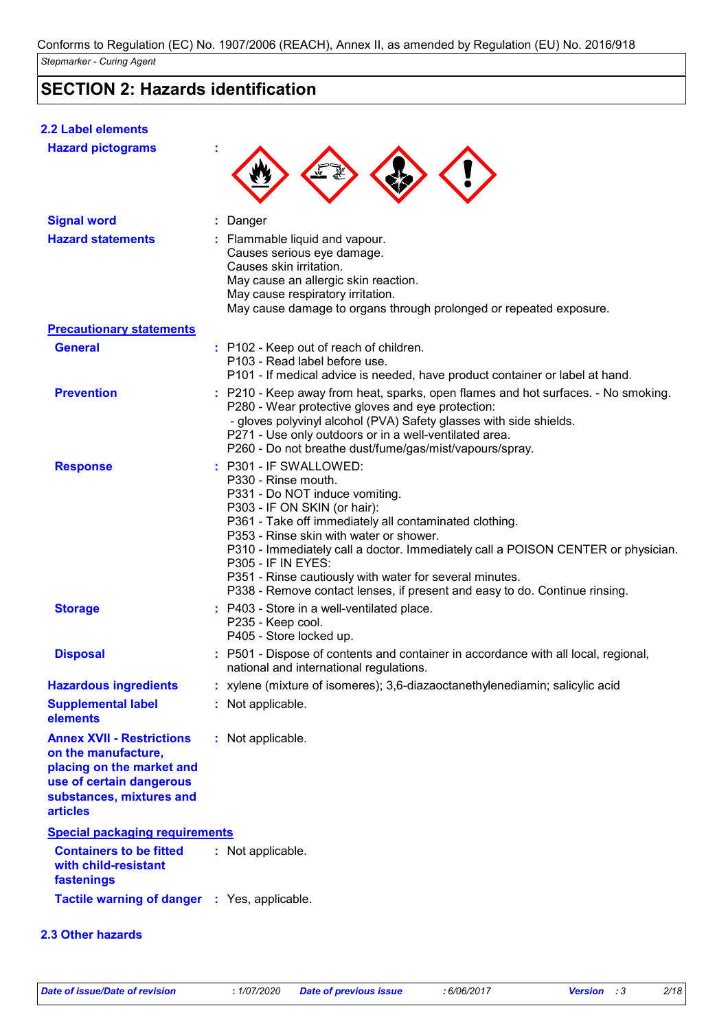Conforms to Regulation (EC) No. 1907/2006 (REACH), Annex II, as amended by Regulation (EU) No. 2016/918

*Stepmarker - Curing Agent*

## SECTION 2: Hazards identification

### 2.2 Label elements

**Hazard pictograms** :

**Signal word** : Danger

**Hazard statements** : Flammable liquid and vapour.
Causes serious eye damage.
Causes skin irritation.
May cause an allergic skin reaction.
May cause respiratory irritation.
May cause damage to organs through prolonged or repeated exposure.

**Precautionary statements**

**General** : P102 - Keep out of reach of children.
P103 - Read label before use.
P101 - If medical advice is needed, have product container or label at hand.

**Prevention** : P210 - Keep away from heat, sparks, open flames and hot surfaces. - No smoking.
P280 - Wear protective gloves and eye protection:
 - gloves polyvinyl alcohol (PVA) Safety glasses with side shields.
P271 - Use only outdoors or in a well-ventilated area.
P260 - Do not breathe dust/fume/gas/mist/vapours/spray.

**Response** : P301 - IF SWALLOWED:
P330 - Rinse mouth.
P331 - Do NOT induce vomiting.
P303 - IF ON SKIN (or hair):
P361 - Take off immediately all contaminated clothing.
P353 - Rinse skin with water or shower.
P310 - Immediately call a doctor. Immediately call a POISON CENTER or physician.
P305 - IF IN EYES:
P351 - Rinse cautiously with water for several minutes.
P338 - Remove contact lenses, if present and easy to do. Continue rinsing.

**Storage** : P403 - Store in a well-ventilated place.
P235 - Keep cool.
P405 - Store locked up.

**Disposal** : P501 - Dispose of contents and container in accordance with all local, regional, national and international regulations.

**Hazardous ingredients** : xylene (mixture of isomeres); 3,6-diazaoctanethylenediamin; salicylic acid

**Supplemental label elements** : Not applicable.

**Annex XVII - Restrictions on the manufacture, placing on the market and use of certain dangerous substances, mixtures and articles** : Not applicable.

**Special packaging requirements**

**Containers to be fitted with child-resistant fastenings** : Not applicable.

**Tactile warning of danger** : Yes, applicable.

### 2.3 Other hazards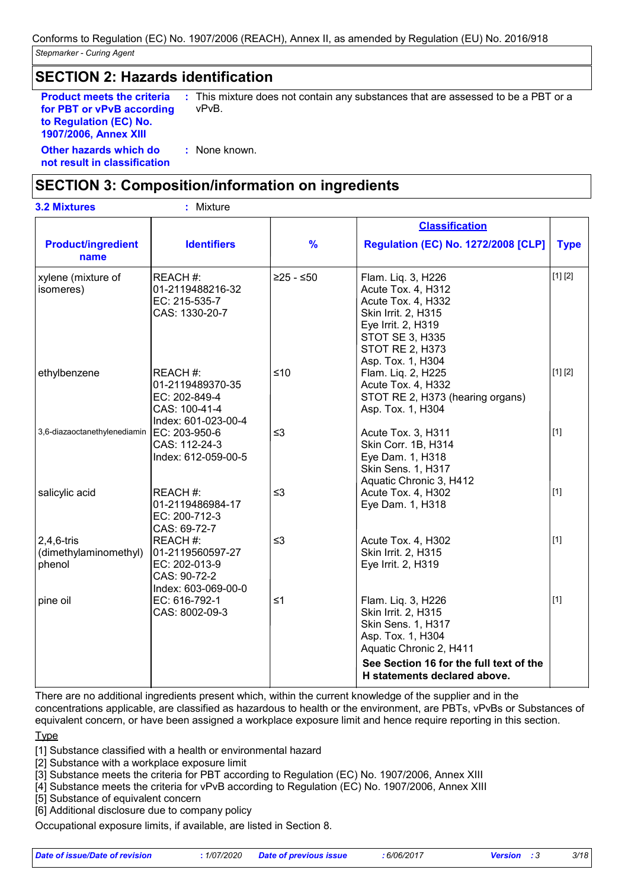Conforms to Regulation (EC) No. 1907/2006 (REACH), Annex II, as amended by Regulation (EU) No. 2016/918

*Stepmarker - Curing Agent*

## SECTION 2: Hazards identification

**Product meets the criteria for PBT or vPvB according to Regulation (EC) No. 1907/2006, Annex XIII** : This mixture does not contain any substances that are assessed to be a PBT or a vPvB.

**Other hazards which do not result in classification** : None known.

## SECTION 3: Composition/information on ingredients

**3.2 Mixtures** : Mixture

| Product/ingredient name | Identifiers | % | Classification<br>Regulation (EC) No. 1272/2008 [CLP] | Type |
|---|---|---|---|---|
| xylene (mixture of isomeres) | REACH #: 01-2119488216-32<br>EC: 215-535-7<br>CAS: 1330-20-7 | ≥25 - ≤50 | Flam. Liq. 3, H226<br>Acute Tox. 4, H312<br>Acute Tox. 4, H332<br>Skin Irrit. 2, H315<br>Eye Irrit. 2, H319<br>STOT SE 3, H335<br>STOT RE 2, H373<br>Asp. Tox. 1, H304 | [1] [2] |
| ethylbenzene | REACH #: 01-2119489370-35<br>EC: 202-849-4<br>CAS: 100-41-4<br>Index: 601-023-00-4 | ≤10 | Flam. Liq. 2, H225<br>Acute Tox. 4, H332<br>STOT RE 2, H373 (hearing organs)<br>Asp. Tox. 1, H304 | [1] [2] |
| 3,6-diazaoctanethylenediamin | EC: 203-950-6<br>CAS: 112-24-3<br>Index: 612-059-00-5 | ≤3 | Acute Tox. 3, H311<br>Skin Corr. 1B, H314<br>Eye Dam. 1, H318<br>Skin Sens. 1, H317<br>Aquatic Chronic 3, H412 | [1] |
| salicylic acid | REACH #: 01-2119486984-17<br>EC: 200-712-3<br>CAS: 69-72-7 | ≤3 | Acute Tox. 4, H302<br>Eye Dam. 1, H318 | [1] |
| 2,4,6-tris (dimethylaminomethyl) phenol | REACH #: 01-2119560597-27<br>EC: 202-013-9<br>CAS: 90-72-2<br>Index: 603-069-00-0 | ≤3 | Acute Tox. 4, H302<br>Skin Irrit. 2, H315<br>Eye Irrit. 2, H319 | [1] |
| pine oil | EC: 616-792-1<br>CAS: 8002-09-3 | ≤1 | Flam. Liq. 3, H226<br>Skin Irrit. 2, H315<br>Skin Sens. 1, H317<br>Asp. Tox. 1, H304<br>Aquatic Chronic 2, H411 | [1] |
| | | | **See Section 16 for the full text of the H statements declared above.** | |

There are no additional ingredients present which, within the current knowledge of the supplier and in the concentrations applicable, are classified as hazardous to health or the environment, are PBTs, vPvBs or Substances of equivalent concern, or have been assigned a workplace exposure limit and hence require reporting in this section.

Type

[1] Substance classified with a health or environmental hazard
[2] Substance with a workplace exposure limit
[3] Substance meets the criteria for PBT according to Regulation (EC) No. 1907/2006, Annex XIII
[4] Substance meets the criteria for vPvB according to Regulation (EC) No. 1907/2006, Annex XIII
[5] Substance of equivalent concern
[6] Additional disclosure due to company policy

Occupational exposure limits, if available, are listed in Section 8.

| Date of issue/Date of revision | : 1/07/2020 | Date of previous issue | : 6/06/2017 | Version : 3 |
|---|---|---|---|---|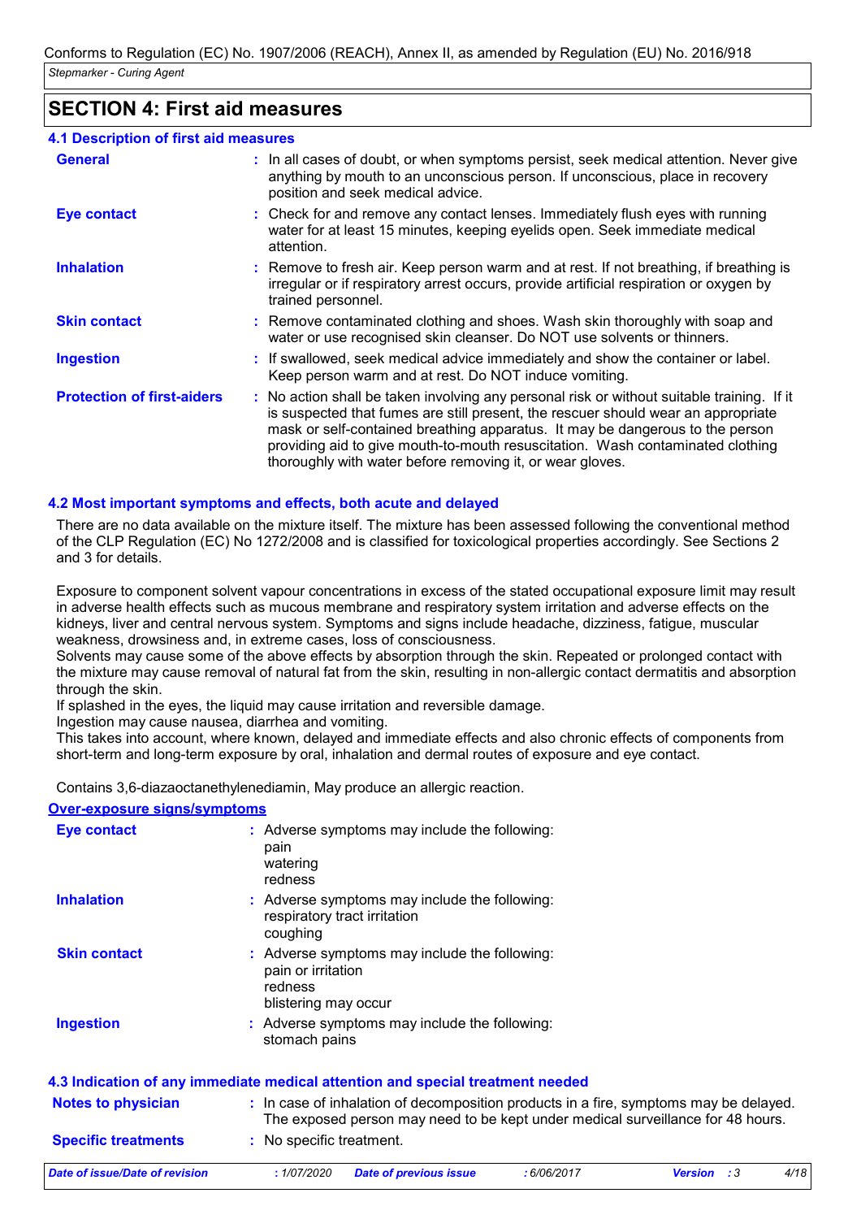## SECTION 4: First aid measures

### 4.1 Description of first aid measures

| | |
|---|---|
| **General** | In all cases of doubt, or when symptoms persist, seek medical attention. Never give anything by mouth to an unconscious person. If unconscious, place in recovery position and seek medical advice. |
| **Eye contact** | Check for and remove any contact lenses. Immediately flush eyes with running water for at least 15 minutes, keeping eyelids open. Seek immediate medical attention. |
| **Inhalation** | Remove to fresh air. Keep person warm and at rest. If not breathing, if breathing is irregular or if respiratory arrest occurs, provide artificial respiration or oxygen by trained personnel. |
| **Skin contact** | Remove contaminated clothing and shoes. Wash skin thoroughly with soap and water or use recognised skin cleanser. Do NOT use solvents or thinners. |
| **Ingestion** | If swallowed, seek medical advice immediately and show the container or label. Keep person warm and at rest. Do NOT induce vomiting. |
| **Protection of first-aiders** | No action shall be taken involving any personal risk or without suitable training. If it is suspected that fumes are still present, the rescuer should wear an appropriate mask or self-contained breathing apparatus. It may be dangerous to the person providing aid to give mouth-to-mouth resuscitation. Wash contaminated clothing thoroughly with water before removing it, or wear gloves. |

### 4.2 Most important symptoms and effects, both acute and delayed

There are no data available on the mixture itself. The mixture has been assessed following the conventional method of the CLP Regulation (EC) No 1272/2008 and is classified for toxicological properties accordingly. See Sections 2 and 3 for details.

Exposure to component solvent vapour concentrations in excess of the stated occupational exposure limit may result in adverse health effects such as mucous membrane and respiratory system irritation and adverse effects on the kidneys, liver and central nervous system. Symptoms and signs include headache, dizziness, fatigue, muscular weakness, drowsiness and, in extreme cases, loss of consciousness.
Solvents may cause some of the above effects by absorption through the skin. Repeated or prolonged contact with the mixture may cause removal of natural fat from the skin, resulting in non-allergic contact dermatitis and absorption through the skin.
If splashed in the eyes, the liquid may cause irritation and reversible damage.
Ingestion may cause nausea, diarrhea and vomiting.
This takes into account, where known, delayed and immediate effects and also chronic effects of components from short-term and long-term exposure by oral, inhalation and dermal routes of exposure and eye contact.

Contains 3,6-diazaoctanethylenediamin, May produce an allergic reaction.

**Over-exposure signs/symptoms**

| | |
|---|---|
| **Eye contact** | Adverse symptoms may include the following:<br>pain<br>watering<br>redness |
| **Inhalation** | Adverse symptoms may include the following:<br>respiratory tract irritation<br>coughing |
| **Skin contact** | Adverse symptoms may include the following:<br>pain or irritation<br>redness<br>blistering may occur |
| **Ingestion** | Adverse symptoms may include the following:<br>stomach pains |

### 4.3 Indication of any immediate medical attention and special treatment needed

| | |
|---|---|
| **Notes to physician** | In case of inhalation of decomposition products in a fire, symptoms may be delayed. The exposed person may need to be kept under medical surveillance for 48 hours. |
| **Specific treatments** | No specific treatment. |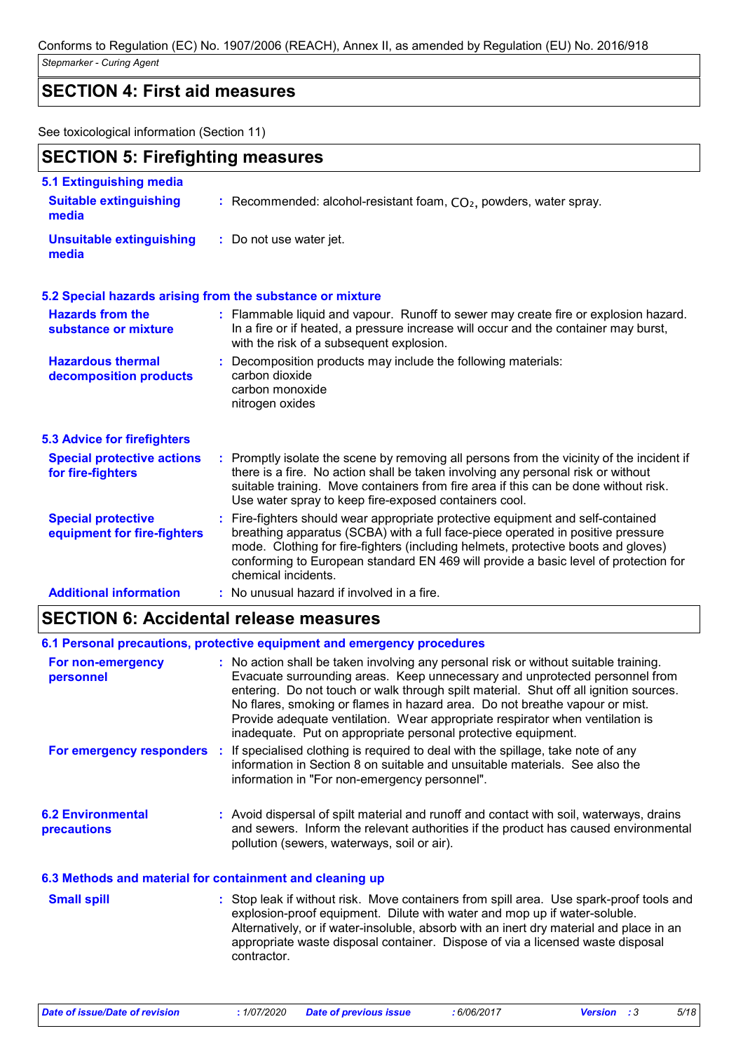Conforms to Regulation (EC) No. 1907/2006 (REACH), Annex II, as amended by Regulation (EU) No. 2016/918

*Stepmarker - Curing Agent*

## SECTION 4: First aid measures

See toxicological information (Section 11)

## SECTION 5: Firefighting measures

### 5.1 Extinguishing media

**Suitable extinguishing media** : Recommended: alcohol-resistant foam, $CO_2$, powders, water spray.

**Unsuitable extinguishing media** : Do not use water jet.

### 5.2 Special hazards arising from the substance or mixture

**Hazards from the substance or mixture** : Flammable liquid and vapour. Runoff to sewer may create fire or explosion hazard. In a fire or if heated, a pressure increase will occur and the container may burst, with the risk of a subsequent explosion.

**Hazardous thermal decomposition products** : Decomposition products may include the following materials:
carbon dioxide
carbon monoxide
nitrogen oxides

### 5.3 Advice for firefighters

**Special protective actions for fire-fighters** : Promptly isolate the scene by removing all persons from the vicinity of the incident if there is a fire. No action shall be taken involving any personal risk or without suitable training. Move containers from fire area if this can be done without risk. Use water spray to keep fire-exposed containers cool.

**Special protective equipment for fire-fighters** : Fire-fighters should wear appropriate protective equipment and self-contained breathing apparatus (SCBA) with a full face-piece operated in positive pressure mode. Clothing for fire-fighters (including helmets, protective boots and gloves) conforming to European standard EN 469 will provide a basic level of protection for chemical incidents.

**Additional information** : No unusual hazard if involved in a fire.

## SECTION 6: Accidental release measures

### 6.1 Personal precautions, protective equipment and emergency procedures

**For non-emergency personnel** : No action shall be taken involving any personal risk or without suitable training. Evacuate surrounding areas. Keep unnecessary and unprotected personnel from entering. Do not touch or walk through spilt material. Shut off all ignition sources. No flares, smoking or flames in hazard area. Do not breathe vapour or mist. Provide adequate ventilation. Wear appropriate respirator when ventilation is inadequate. Put on appropriate personal protective equipment.

**For emergency responders** : If specialised clothing is required to deal with the spillage, take note of any information in Section 8 on suitable and unsuitable materials. See also the information in "For non-emergency personnel".

### 6.2 Environmental precautions

: Avoid dispersal of spilt material and runoff and contact with soil, waterways, drains and sewers. Inform the relevant authorities if the product has caused environmental pollution (sewers, waterways, soil or air).

### 6.3 Methods and material for containment and cleaning up

**Small spill** : Stop leak if without risk. Move containers from spill area. Use spark-proof tools and explosion-proof equipment. Dilute with water and mop up if water-soluble. Alternatively, or if water-insoluble, absorb with an inert dry material and place in an appropriate waste disposal container. Dispose of via a licensed waste disposal contractor.

*Date of issue/Date of revision* : 1/07/2020 *Date of previous issue* : 6/06/2017 *Version* : 3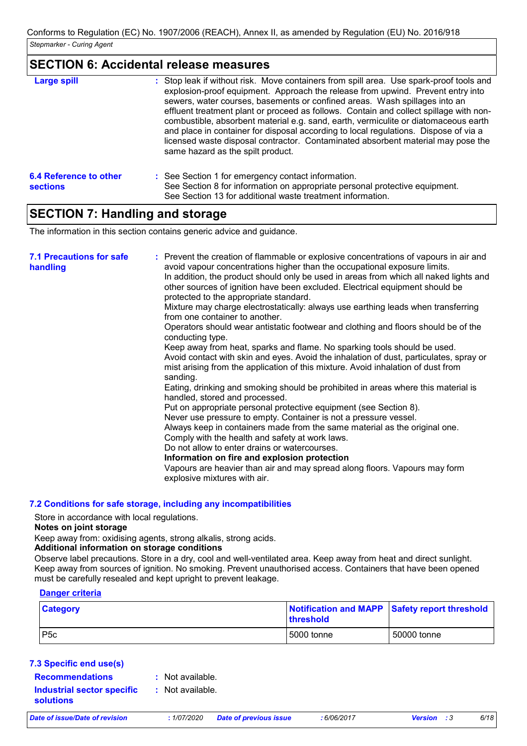## SECTION 6: Accidental release measures

**Large spill** : Stop leak if without risk. Move containers from spill area. Use spark-proof tools and explosion-proof equipment. Approach the release from upwind. Prevent entry into sewers, water courses, basements or confined areas. Wash spillages into an effluent treatment plant or proceed as follows. Contain and collect spillage with non-combustible, absorbent material e.g. sand, earth, vermiculite or diatomaceous earth and place in container for disposal according to local regulations. Dispose of via a licensed waste disposal contractor. Contaminated absorbent material may pose the same hazard as the spilt product.

**6.4 Reference to other sections** : See Section 1 for emergency contact information.
See Section 8 for information on appropriate personal protective equipment.
See Section 13 for additional waste treatment information.

## SECTION 7: Handling and storage

The information in this section contains generic advice and guidance.

**7.1 Precautions for safe handling** : Prevent the creation of flammable or explosive concentrations of vapours in air and avoid vapour concentrations higher than the occupational exposure limits.
In addition, the product should only be used in areas from which all naked lights and other sources of ignition have been excluded. Electrical equipment should be protected to the appropriate standard.
Mixture may charge electrostatically: always use earthing leads when transferring from one container to another.
Operators should wear antistatic footwear and clothing and floors should be of the conducting type.
Keep away from heat, sparks and flame. No sparking tools should be used.
Avoid contact with skin and eyes. Avoid the inhalation of dust, particulates, spray or mist arising from the application of this mixture. Avoid inhalation of dust from sanding.
Eating, drinking and smoking should be prohibited in areas where this material is handled, stored and processed.
Put on appropriate personal protective equipment (see Section 8).
Never use pressure to empty. Container is not a pressure vessel.
Always keep in containers made from the same material as the original one.
Comply with the health and safety at work laws.
Do not allow to enter drains or watercourses.
**Information on fire and explosion protection**
Vapours are heavier than air and may spread along floors. Vapours may form explosive mixtures with air.

### 7.2 Conditions for safe storage, including any incompatibilities

Store in accordance with local regulations.
**Notes on joint storage**
Keep away from: oxidising agents, strong alkalis, strong acids.
**Additional information on storage conditions**
Observe label precautions. Store in a dry, cool and well-ventilated area. Keep away from heat and direct sunlight. Keep away from sources of ignition. No smoking. Prevent unauthorised access. Containers that have been opened must be carefully resealed and kept upright to prevent leakage.

**Danger criteria**

| Category | Notification and MAPP threshold | Safety report threshold |
|---|---|---|
| P5c | 5000 tonne | 50000 tonne |

### 7.3 Specific end use(s)

**Recommendations** : Not available.

**Industrial sector specific solutions** : Not available.

*Date of issue/Date of revision : 1/07/2020 Date of previous issue : 6/06/2017 Version : 3*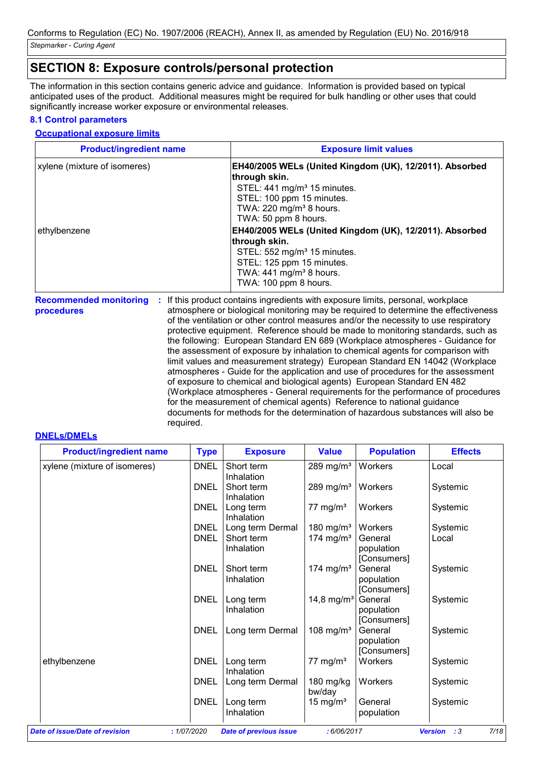## SECTION 8: Exposure controls/personal protection

The information in this section contains generic advice and guidance. Information is provided based on typical anticipated uses of the product. Additional measures might be required for bulk handling or other uses that could significantly increase worker exposure or environmental releases.

### 8.1 Control parameters

#### Occupational exposure limits

| Product/ingredient name | Exposure limit values |
|---|---|
| xylene (mixture of isomeres) | **EH40/2005 WELs (United Kingdom (UK), 12/2011). Absorbed through skin.** STEL: 441 mg/m³ 15 minutes. STEL: 100 ppm 15 minutes. TWA: 220 mg/m³ 8 hours. TWA: 50 ppm 8 hours. |
| ethylbenzene | **EH40/2005 WELs (United Kingdom (UK), 12/2011). Absorbed through skin.** STEL: 552 mg/m³ 15 minutes. STEL: 125 ppm 15 minutes. TWA: 441 mg/m³ 8 hours. TWA: 100 ppm 8 hours. |

**Recommended monitoring procedures** : If this product contains ingredients with exposure limits, personal, workplace atmosphere or biological monitoring may be required to determine the effectiveness of the ventilation or other control measures and/or the necessity to use respiratory protective equipment. Reference should be made to monitoring standards, such as the following: European Standard EN 689 (Workplace atmospheres - Guidance for the assessment of exposure by inhalation to chemical agents for comparison with limit values and measurement strategy) European Standard EN 14042 (Workplace atmospheres - Guide for the application and use of procedures for the assessment of exposure to chemical and biological agents) European Standard EN 482 (Workplace atmospheres - General requirements for the performance of procedures for the measurement of chemical agents) Reference to national guidance documents for methods for the determination of hazardous substances will also be required.

#### DNELs/DMELs

| Product/ingredient name | Type | Exposure | Value | Population | Effects |
|---|---|---|---|---|---|
| xylene (mixture of isomeres) | DNEL | Short term Inhalation | 289 mg/m³ | Workers | Local |
| | DNEL | Short term Inhalation | 289 mg/m³ | Workers | Systemic |
| | DNEL | Long term Inhalation | 77 mg/m³ | Workers | Systemic |
| | DNEL | Long term Dermal | 180 mg/m³ | Workers | Systemic |
| | DNEL | Short term Inhalation | 174 mg/m³ | General population [Consumers] | Local |
| | DNEL | Short term Inhalation | 174 mg/m³ | General population [Consumers] | Systemic |
| | DNEL | Long term Inhalation | 14,8 mg/m³ | General population [Consumers] | Systemic |
| | DNEL | Long term Dermal | 108 mg/m³ | General population [Consumers] | Systemic |
| ethylbenzene | DNEL | Long term Inhalation | 77 mg/m³ | Workers | Systemic |
| | DNEL | Long term Dermal | 180 mg/kg bw/day | Workers | Systemic |
| | DNEL | Long term Inhalation | 15 mg/m³ | General population | Systemic |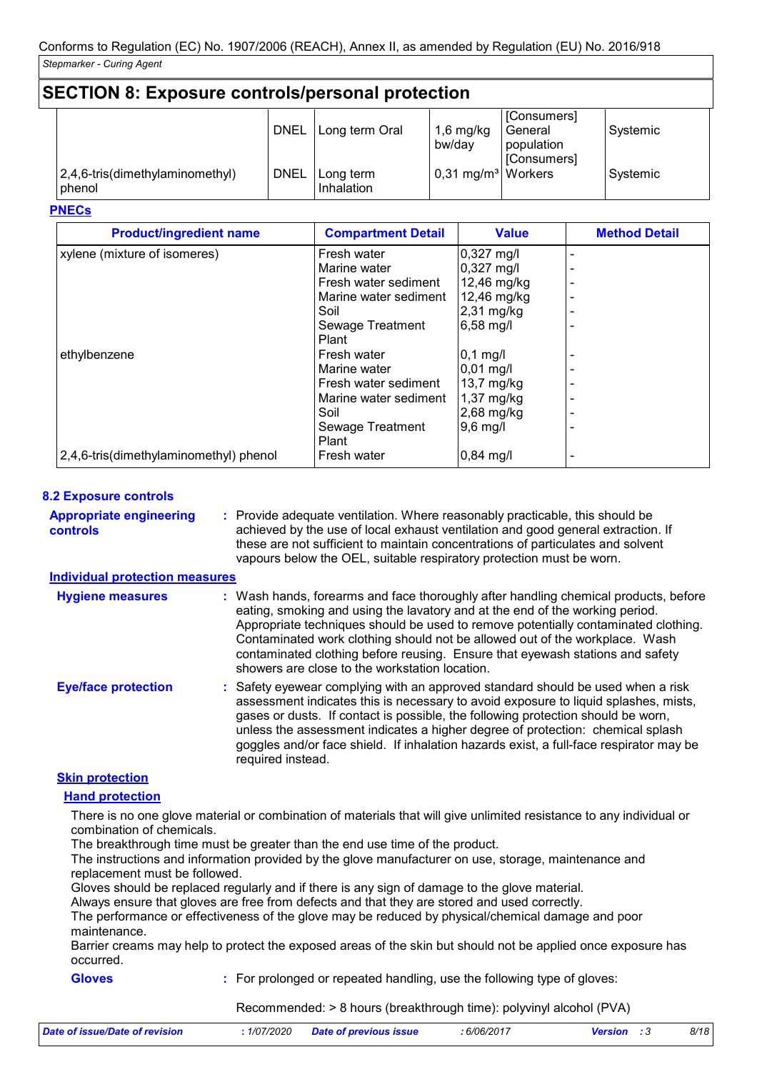Conforms to Regulation (EC) No. 1907/2006 (REACH), Annex II, as amended by Regulation (EU) No. 2016/918

*Stepmarker - Curing Agent*

## SECTION 8: Exposure controls/personal protection

| | | | | | |
|---|---|---|---|---|---|
| | DNEL | Long term Oral | 1,6 mg/kg bw/day | [Consumers] General population [Consumers] | Systemic |
| 2,4,6-tris(dimethylaminomethyl) phenol | DNEL | Long term Inhalation | 0,31 mg/m³ | Workers | Systemic |

**PNECs**

| Product/ingredient name | Compartment Detail | Value | Method Detail |
|---|---|---|---|
| xylene (mixture of isomeres) | Fresh water | 0,327 mg/l | - |
| | Marine water | 0,327 mg/l | - |
| | Fresh water sediment | 12,46 mg/kg | - |
| | Marine water sediment | 12,46 mg/kg | - |
| | Soil | 2,31 mg/kg | - |
| | Sewage Treatment Plant | 6,58 mg/l | - |
| ethylbenzene | Fresh water | 0,1 mg/l | - |
| | Marine water | 0,01 mg/l | - |
| | Fresh water sediment | 13,7 mg/kg | - |
| | Marine water sediment | 1,37 mg/kg | - |
| | Soil | 2,68 mg/kg | - |
| | Sewage Treatment Plant | 9,6 mg/l | - |
| 2,4,6-tris(dimethylaminomethyl) phenol | Fresh water | 0,84 mg/l | - |

### 8.2 Exposure controls

**Appropriate engineering controls** : Provide adequate ventilation. Where reasonably practicable, this should be achieved by the use of local exhaust ventilation and good general extraction. If these are not sufficient to maintain concentrations of particulates and solvent vapours below the OEL, suitable respiratory protection must be worn.

**Individual protection measures**

**Hygiene measures** : Wash hands, forearms and face thoroughly after handling chemical products, before eating, smoking and using the lavatory and at the end of the working period. Appropriate techniques should be used to remove potentially contaminated clothing. Contaminated work clothing should not be allowed out of the workplace. Wash contaminated clothing before reusing. Ensure that eyewash stations and safety showers are close to the workstation location.

**Eye/face protection** : Safety eyewear complying with an approved standard should be used when a risk assessment indicates this is necessary to avoid exposure to liquid splashes, mists, gases or dusts. If contact is possible, the following protection should be worn, unless the assessment indicates a higher degree of protection: chemical splash goggles and/or face shield. If inhalation hazards exist, a full-face respirator may be required instead.

**Skin protection**

**Hand protection**

There is no one glove material or combination of materials that will give unlimited resistance to any individual or combination of chemicals.
The breakthrough time must be greater than the end use time of the product.
The instructions and information provided by the glove manufacturer on use, storage, maintenance and replacement must be followed.
Gloves should be replaced regularly and if there is any sign of damage to the glove material.
Always ensure that gloves are free from defects and that they are stored and used correctly.
The performance or effectiveness of the glove may be reduced by physical/chemical damage and poor maintenance.
Barrier creams may help to protect the exposed areas of the skin but should not be applied once exposure has occurred.

**Gloves** : For prolonged or repeated handling, use the following type of gloves:

Recommended: > 8 hours (breakthrough time): polyvinyl alcohol (PVA)

*Date of issue/Date of revision* : 1/07/2020 *Date of previous issue* : 6/06/2017 *Version* : 3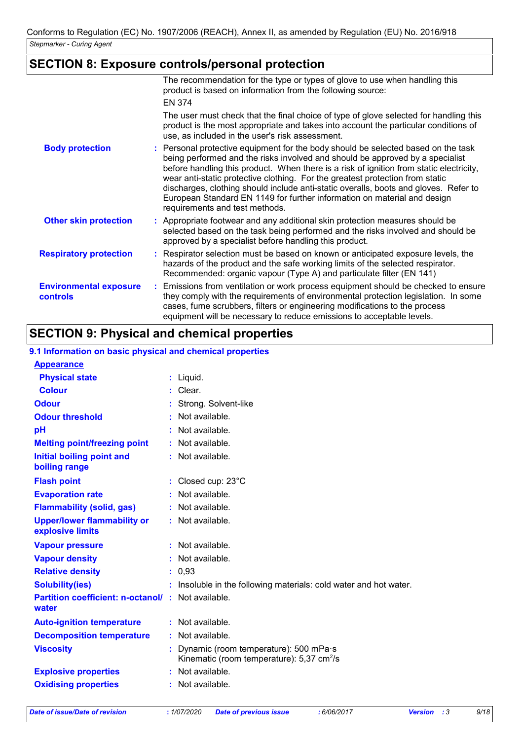## SECTION 8: Exposure controls/personal protection

The recommendation for the type or types of glove to use when handling this product is based on information from the following source:

EN 374

The user must check that the final choice of type of glove selected for handling this product is the most appropriate and takes into account the particular conditions of use, as included in the user's risk assessment.

**Body protection** : Personal protective equipment for the body should be selected based on the task being performed and the risks involved and should be approved by a specialist before handling this product. When there is a risk of ignition from static electricity, wear anti-static protective clothing. For the greatest protection from static discharges, clothing should include anti-static overalls, boots and gloves. Refer to European Standard EN 1149 for further information on material and design requirements and test methods.

**Other skin protection** : Appropriate footwear and any additional skin protection measures should be selected based on the task being performed and the risks involved and should be approved by a specialist before handling this product.

**Respiratory protection** : Respirator selection must be based on known or anticipated exposure levels, the hazards of the product and the safe working limits of the selected respirator. Recommended: organic vapour (Type A) and particulate filter (EN 141)

**Environmental exposure controls** : Emissions from ventilation or work process equipment should be checked to ensure they comply with the requirements of environmental protection legislation. In some cases, fume scrubbers, filters or engineering modifications to the process equipment will be necessary to reduce emissions to acceptable levels.

## SECTION 9: Physical and chemical properties

### 9.1 Information on basic physical and chemical properties

**Appearance**

| | |
|---|---|
| **Physical state** | : Liquid. |
| **Colour** | : Clear. |
| **Odour** | : Strong. Solvent-like |
| **Odour threshold** | : Not available. |
| **pH** | : Not available. |
| **Melting point/freezing point** | : Not available. |
| **Initial boiling point and boiling range** | : Not available. |
| **Flash point** | : Closed cup: 23°C |
| **Evaporation rate** | : Not available. |
| **Flammability (solid, gas)** | : Not available. |
| **Upper/lower flammability or explosive limits** | : Not available. |
| **Vapour pressure** | : Not available. |
| **Vapour density** | : Not available. |
| **Relative density** | : 0,93 |
| **Solubility(ies)** | : Insoluble in the following materials: cold water and hot water. |
| **Partition coefficient: n-octanol/water** | : Not available. |
| **Auto-ignition temperature** | : Not available. |
| **Decomposition temperature** | : Not available. |
| **Viscosity** | : Dynamic (room temperature): 500 mPa·s<br>Kinematic (room temperature): 5,37 $cm^2/s$ |
| **Explosive properties** | : Not available. |
| **Oxidising properties** | : Not available. |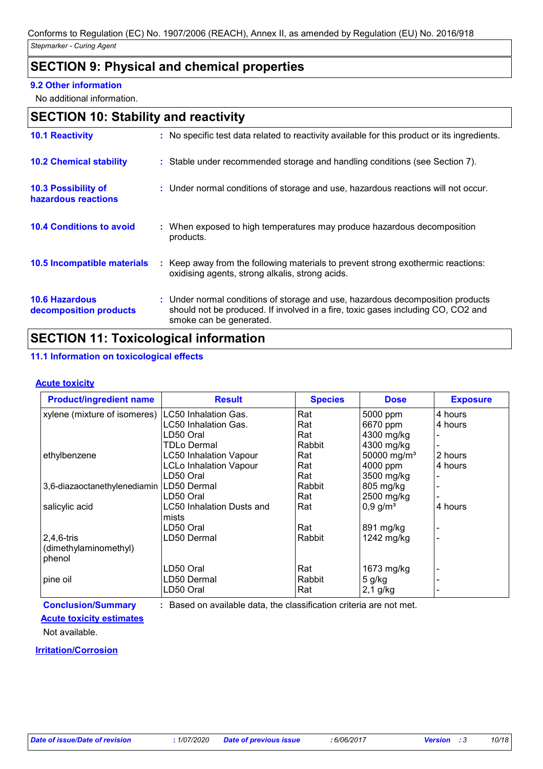Conforms to Regulation (EC) No. 1907/2006 (REACH), Annex II, as amended by Regulation (EU) No. 2016/918

*Stepmarker - Curing Agent*

## SECTION 9: Physical and chemical properties

### 9.2 Other information

No additional information.

## SECTION 10: Stability and reactivity

**10.1 Reactivity** : No specific test data related to reactivity available for this product or its ingredients.

**10.2 Chemical stability** : Stable under recommended storage and handling conditions (see Section 7).

**10.3 Possibility of hazardous reactions** : Under normal conditions of storage and use, hazardous reactions will not occur.

**10.4 Conditions to avoid** : When exposed to high temperatures may produce hazardous decomposition products.

**10.5 Incompatible materials** : Keep away from the following materials to prevent strong exothermic reactions: oxidising agents, strong alkalis, strong acids.

**10.6 Hazardous decomposition products** : Under normal conditions of storage and use, hazardous decomposition products should not be produced. If involved in a fire, toxic gases including CO, CO2 and smoke can be generated.

## SECTION 11: Toxicological information

### 11.1 Information on toxicological effects

#### Acute toxicity

| Product/ingredient name | Result | Species | Dose | Exposure |
|---|---|---|---|---|
| xylene (mixture of isomeres) | LC50 Inhalation Gas. | Rat | 5000 ppm | 4 hours |
| | LC50 Inhalation Gas. | Rat | 6670 ppm | 4 hours |
| | LD50 Oral | Rat | 4300 mg/kg | - |
| | TDLo Dermal | Rabbit | 4300 mg/kg | - |
| ethylbenzene | LC50 Inhalation Vapour | Rat | 50000 mg/m³ | 2 hours |
| | LCLo Inhalation Vapour | Rat | 4000 ppm | 4 hours |
| | LD50 Oral | Rat | 3500 mg/kg | - |
| 3,6-diazaoctanethylenediamin | LD50 Dermal | Rabbit | 805 mg/kg | - |
| | LD50 Oral | Rat | 2500 mg/kg | - |
| salicylic acid | LC50 Inhalation Dusts and mists | Rat | 0,9 g/m³ | 4 hours |
| | LD50 Oral | Rat | 891 mg/kg | - |
| 2,4,6-tris (dimethylaminomethyl) phenol | LD50 Dermal | Rabbit | 1242 mg/kg | - |
| | LD50 Oral | Rat | 1673 mg/kg | - |
| pine oil | LD50 Dermal | Rabbit | 5 g/kg | - |
| | LD50 Oral | Rat | 2,1 g/kg | - |

**Conclusion/Summary** : Based on available data, the classification criteria are not met.

#### Acute toxicity estimates

Not available.

#### Irritation/Corrosion

Date of issue/Date of revision : 1/07/2020 Date of previous issue : 6/06/2017 Version : 3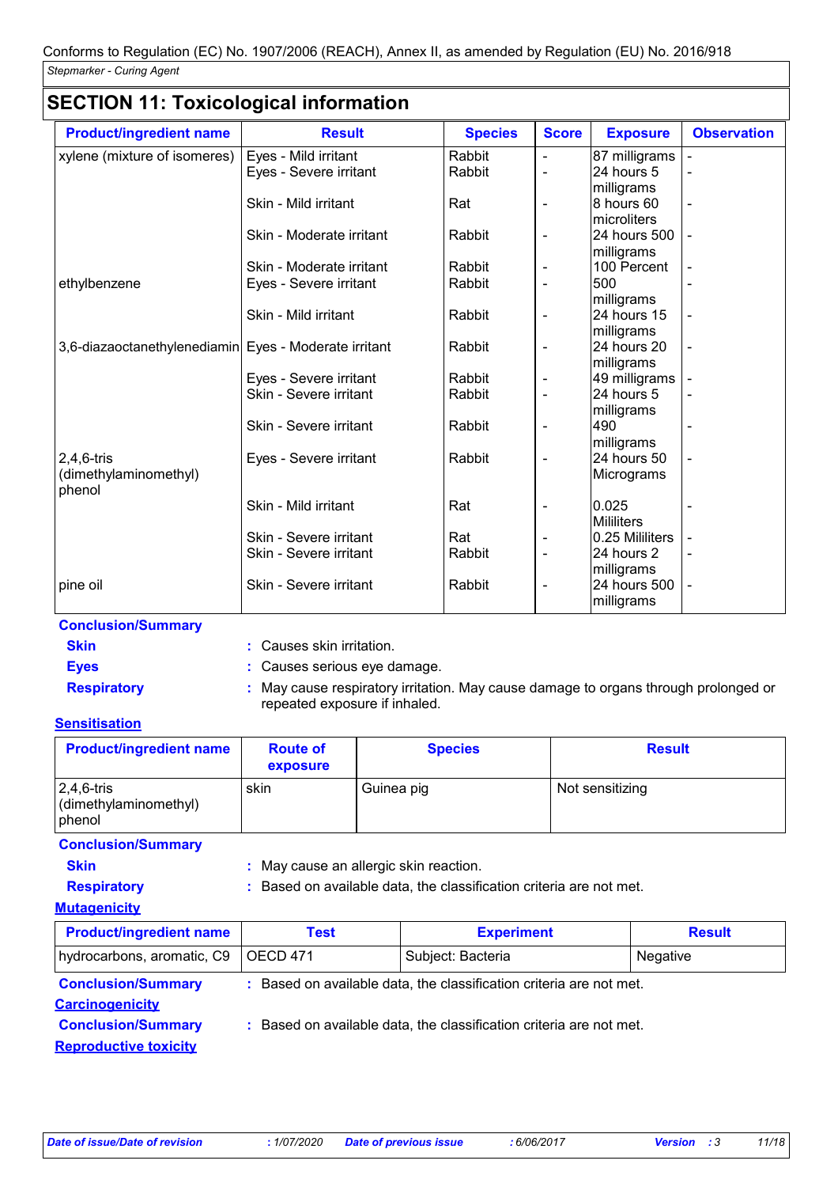## SECTION 11: Toxicological information

| Product/ingredient name | Result | Species | Score | Exposure | Observation |
|---|---|---|---|---|---|
| xylene (mixture of isomeres) | Eyes - Mild irritant | Rabbit | - | 87 milligrams | - |
| | Eyes - Severe irritant | Rabbit | - | 24 hours 5 milligrams | - |
| | Skin - Mild irritant | Rat | - | 8 hours 60 microliters | - |
| | Skin - Moderate irritant | Rabbit | - | 24 hours 500 milligrams | - |
| | Skin - Moderate irritant | Rabbit | - | 100 Percent | - |
| ethylbenzene | Eyes - Severe irritant | Rabbit | - | 500 milligrams | - |
| | Skin - Mild irritant | Rabbit | - | 24 hours 15 milligrams | - |
| 3,6-diazaoctanethylenediamin | Eyes - Moderate irritant | Rabbit | - | 24 hours 20 milligrams | - |
| | Eyes - Severe irritant | Rabbit | - | 49 milligrams | - |
| | Skin - Severe irritant | Rabbit | - | 24 hours 5 milligrams | - |
| | Skin - Severe irritant | Rabbit | - | 490 milligrams | - |
| 2,4,6-tris (dimethylaminomethyl) phenol | Eyes - Severe irritant | Rabbit | - | 24 hours 50 Micrograms | - |
| | Skin - Mild irritant | Rat | - | 0.025 Mililiters | - |
| | Skin - Severe irritant | Rat | - | 0.25 Mililiters | - |
| | Skin - Severe irritant | Rabbit | - | 24 hours 2 milligrams | - |
| pine oil | Skin - Severe irritant | Rabbit | - | 24 hours 500 milligrams | - |

**Conclusion/Summary**

**Skin** : Causes skin irritation.

**Eyes** : Causes serious eye damage.

**Respiratory** : May cause respiratory irritation. May cause damage to organs through prolonged or repeated exposure if inhaled.

**Sensitisation**

| Product/ingredient name | Route of exposure | Species | Result |
|---|---|---|---|
| 2,4,6-tris (dimethylaminomethyl) phenol | skin | Guinea pig | Not sensitizing |

**Conclusion/Summary**

**Skin** : May cause an allergic skin reaction.

**Respiratory** : Based on available data, the classification criteria are not met.

**Mutagenicity**

| Product/ingredient name | Test | Experiment | Result |
|---|---|---|---|
| hydrocarbons, aromatic, C9 | OECD 471 | Subject: Bacteria | Negative |

**Conclusion/Summary** : Based on available data, the classification criteria are not met.

**Carcinogenicity**

**Conclusion/Summary** : Based on available data, the classification criteria are not met.

**Reproductive toxicity**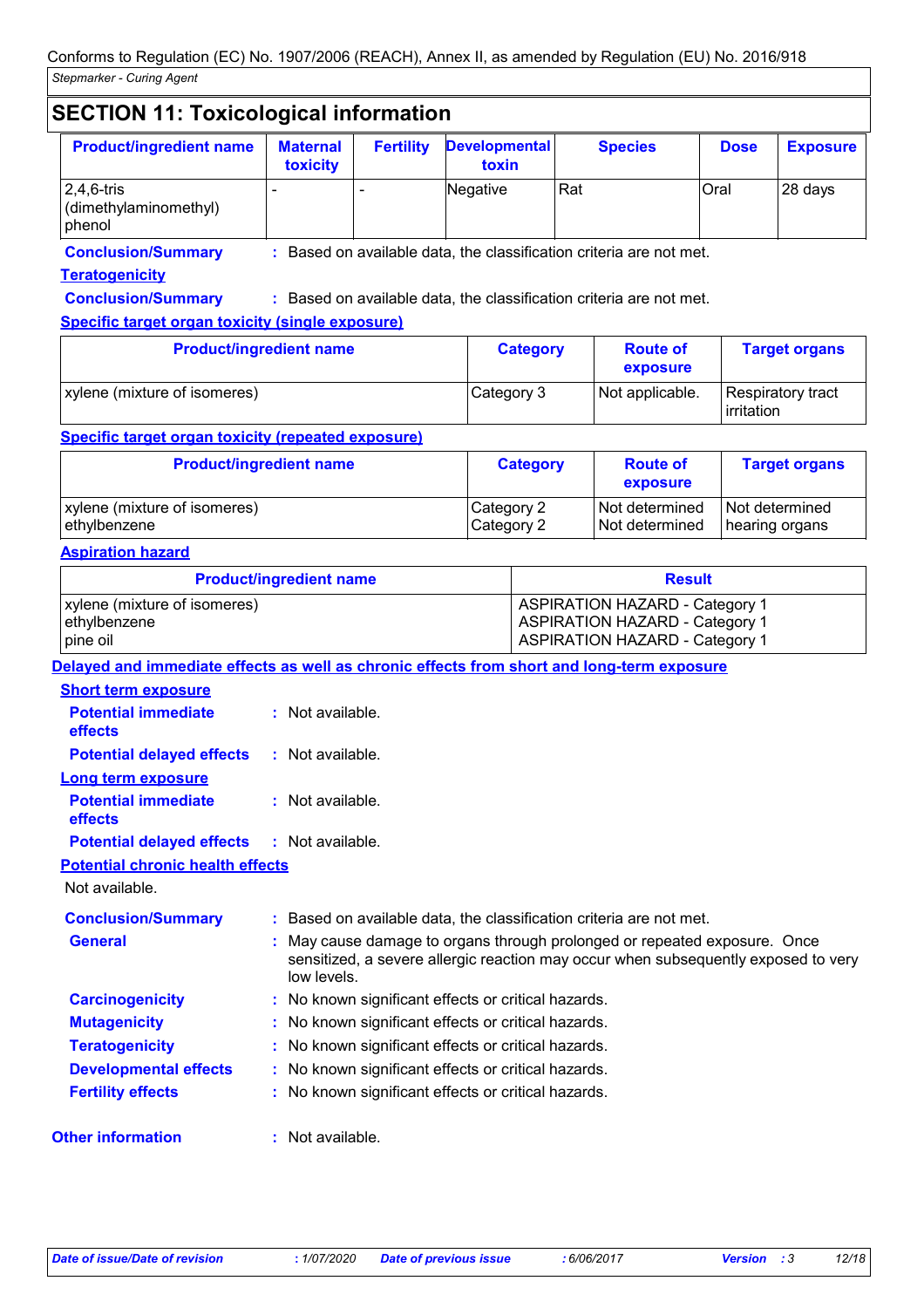## SECTION 11: Toxicological information

| Product/ingredient name | Maternal toxicity | Fertility | Developmental toxin | Species | Dose | Exposure |
|---|---|---|---|---|---|---|
| 2,4,6-tris (dimethylaminomethyl) phenol | - | - | Negative | Rat | Oral | 28 days |

**Conclusion/Summary** : Based on available data, the classification criteria are not met.

**Teratogenicity**

**Conclusion/Summary** : Based on available data, the classification criteria are not met.

**Specific target organ toxicity (single exposure)**

| Product/ingredient name | Category | Route of exposure | Target organs |
|---|---|---|---|
| xylene (mixture of isomeres) | Category 3 | Not applicable. | Respiratory tract irritation |

**Specific target organ toxicity (repeated exposure)**

| Product/ingredient name | Category | Route of exposure | Target organs |
|---|---|---|---|
| xylene (mixture of isomeres) | Category 2 | Not determined | Not determined |
| ethylbenzene | Category 2 | Not determined | hearing organs |

**Aspiration hazard**

| Product/ingredient name | Result |
|---|---|
| xylene (mixture of isomeres) | ASPIRATION HAZARD - Category 1 |
| ethylbenzene | ASPIRATION HAZARD - Category 1 |
| pine oil | ASPIRATION HAZARD - Category 1 |

**Delayed and immediate effects as well as chronic effects from short and long-term exposure**

**Short term exposure**

**Potential immediate effects** : Not available.

**Potential delayed effects** : Not available.

**Long term exposure**

**Potential immediate effects** : Not available.

**Potential delayed effects** : Not available.

**Potential chronic health effects**

Not available.

**Conclusion/Summary** : Based on available data, the classification criteria are not met.

**General** : May cause damage to organs through prolonged or repeated exposure. Once sensitized, a severe allergic reaction may occur when subsequently exposed to very low levels.

**Carcinogenicity** : No known significant effects or critical hazards.

**Mutagenicity** : No known significant effects or critical hazards.

**Teratogenicity** : No known significant effects or critical hazards.

**Developmental effects** : No known significant effects or critical hazards.

**Fertility effects** : No known significant effects or critical hazards.

**Other information** : Not available.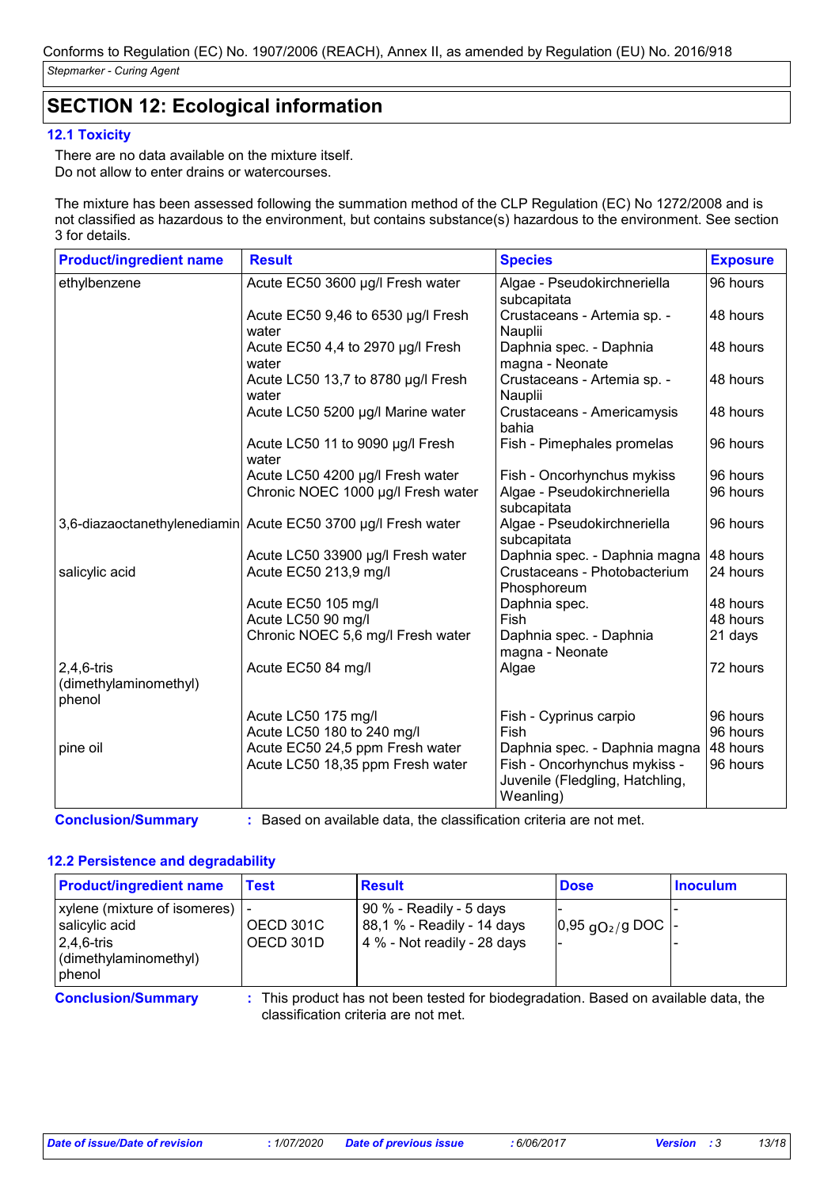## SECTION 12: Ecological information

### 12.1 Toxicity

There are no data available on the mixture itself.
Do not allow to enter drains or watercourses.

The mixture has been assessed following the summation method of the CLP Regulation (EC) No 1272/2008 and is not classified as hazardous to the environment, but contains substance(s) hazardous to the environment. See section 3 for details.

| Product/ingredient name | Result | Species | Exposure |
|---|---|---|---|
| ethylbenzene | Acute EC50 3600 µg/l Fresh water | Algae - Pseudokirchneriella subcapitata | 96 hours |
| | Acute EC50 9,46 to 6530 µg/l Fresh water | Crustaceans - Artemia sp. - Nauplii | 48 hours |
| | Acute EC50 4,4 to 2970 µg/l Fresh water | Daphnia spec. - Daphnia magna - Neonate | 48 hours |
| | Acute LC50 13,7 to 8780 µg/l Fresh water | Crustaceans - Artemia sp. - Nauplii | 48 hours |
| | Acute LC50 5200 µg/l Marine water | Crustaceans - Americamysis bahia | 48 hours |
| | Acute LC50 11 to 9090 µg/l Fresh water | Fish - Pimephales promelas | 96 hours |
| | Acute LC50 4200 µg/l Fresh water | Fish - Oncorhynchus mykiss | 96 hours |
| | Chronic NOEC 1000 µg/l Fresh water | Algae - Pseudokirchneriella subcapitata | 96 hours |
| 3,6-diazaoctanethylenediamin | Acute EC50 3700 µg/l Fresh water | Algae - Pseudokirchneriella subcapitata | 96 hours |
| | Acute LC50 33900 µg/l Fresh water | Daphnia spec. - Daphnia magna | 48 hours |
| salicylic acid | Acute EC50 213,9 mg/l | Crustaceans - Photobacterium Phosphoreum | 24 hours |
| | Acute EC50 105 mg/l | Daphnia spec. | 48 hours |
| | Acute LC50 90 mg/l | Fish | 48 hours |
| | Chronic NOEC 5,6 mg/l Fresh water | Daphnia spec. - Daphnia magna - Neonate | 21 days |
| 2,4,6-tris (dimethylaminomethyl) phenol | Acute EC50 84 mg/l | Algae | 72 hours |
| | Acute LC50 175 mg/l | Fish - Cyprinus carpio | 96 hours |
| | Acute LC50 180 to 240 mg/l | Fish | 96 hours |
| pine oil | Acute EC50 24,5 ppm Fresh water | Daphnia spec. - Daphnia magna | 48 hours |
| | Acute LC50 18,35 ppm Fresh water | Fish - Oncorhynchus mykiss - Juvenile (Fledgling, Hatchling, Weanling) | 96 hours |

**Conclusion/Summary** : Based on available data, the classification criteria are not met.

### 12.2 Persistence and degradability

| Product/ingredient name | Test | Result | Dose | Inoculum |
|---|---|---|---|---|
| xylene (mixture of isomeres) | - | 90 % - Readily - 5 days | - | - |
| salicylic acid | OECD 301C | 88,1 % - Readily - 14 days | 0,95 $gO_2/g$ DOC | - |
| 2,4,6-tris (dimethylaminomethyl) phenol | OECD 301D | 4 % - Not readily - 28 days | - | - |

**Conclusion/Summary** : This product has not been tested for biodegradation. Based on available data, the classification criteria are not met.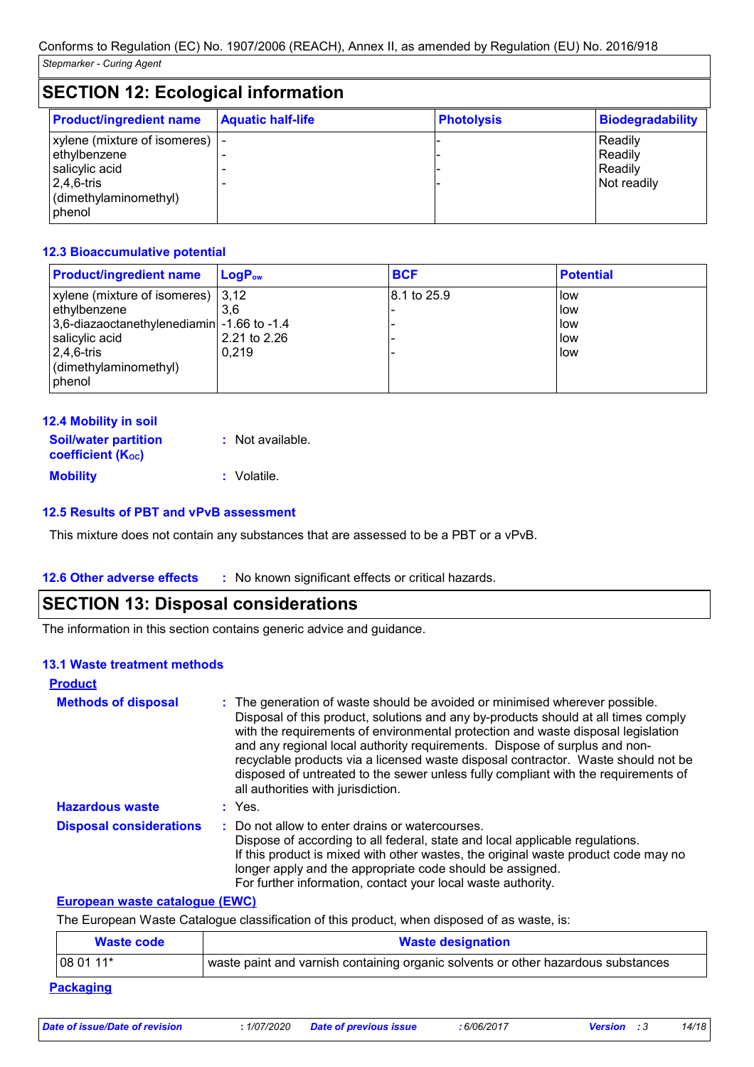Conforms to Regulation (EC) No. 1907/2006 (REACH), Annex II, as amended by Regulation (EU) No. 2016/918

*Stepmarker - Curing Agent*

## SECTION 12: Ecological information

| Product/ingredient name | Aquatic half-life | Photolysis | Biodegradability |
|---|---|---|---|
| xylene (mixture of isomeres) | - | - | Readily |
| ethylbenzene | - | - | Readily |
| salicylic acid | - | - | Readily |
| 2,4,6-tris (dimethylaminomethyl) phenol | - | - | Not readily |

### 12.3 Bioaccumulative potential

| Product/ingredient name | $LogP_{ow}$ | BCF | Potential |
|---|---|---|---|
| xylene (mixture of isomeres) | 3,12 | 8.1 to 25.9 | low |
| ethylbenzene | 3,6 | - | low |
| 3,6-diazaoctanethylenediamin | -1.66 to -1.4 | - | low |
| salicylic acid | 2.21 to 2.26 | - | low |
| 2,4,6-tris (dimethylaminomethyl) phenol | 0,219 | - | low |

### 12.4 Mobility in soil

**Soil/water partition coefficient ($K_{OC}$)** : Not available.

**Mobility** : Volatile.

### 12.5 Results of PBT and vPvB assessment

This mixture does not contain any substances that are assessed to be a PBT or a vPvB.

**12.6 Other adverse effects** : No known significant effects or critical hazards.

## SECTION 13: Disposal considerations

The information in this section contains generic advice and guidance.

### 13.1 Waste treatment methods

**Product**

**Methods of disposal** : The generation of waste should be avoided or minimised wherever possible. Disposal of this product, solutions and any by-products should at all times comply with the requirements of environmental protection and waste disposal legislation and any regional local authority requirements. Dispose of surplus and non-recyclable products via a licensed waste disposal contractor. Waste should not be disposed of untreated to the sewer unless fully compliant with the requirements of all authorities with jurisdiction.

**Hazardous waste** : Yes.

**Disposal considerations** : Do not allow to enter drains or watercourses.
Dispose of according to all federal, state and local applicable regulations.
If this product is mixed with other wastes, the original waste product code may no longer apply and the appropriate code should be assigned.
For further information, contact your local waste authority.

**European waste catalogue (EWC)**

The European Waste Catalogue classification of this product, when disposed of as waste, is:

| Waste code | Waste designation |
|---|---|
| 08 01 11* | waste paint and varnish containing organic solvents or other hazardous substances |

**Packaging**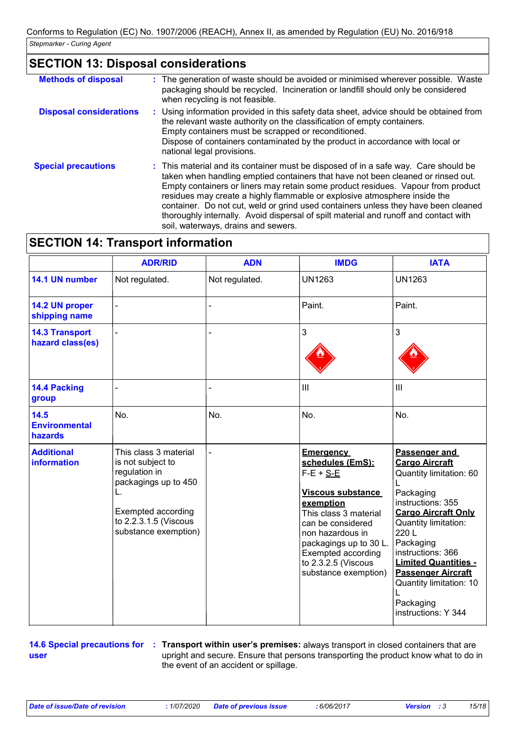Conforms to Regulation (EC) No. 1907/2006 (REACH), Annex II, as amended by Regulation (EU) No. 2016/918

*Stepmarker - Curing Agent*

## SECTION 13: Disposal considerations

**Methods of disposal** : The generation of waste should be avoided or minimised wherever possible. Waste packaging should be recycled. Incineration or landfill should only be considered when recycling is not feasible.

**Disposal considerations** : Using information provided in this safety data sheet, advice should be obtained from the relevant waste authority on the classification of empty containers. Empty containers must be scrapped or reconditioned. Dispose of containers contaminated by the product in accordance with local or national legal provisions.

**Special precautions** : This material and its container must be disposed of in a safe way. Care should be taken when handling emptied containers that have not been cleaned or rinsed out. Empty containers or liners may retain some product residues. Vapour from product residues may create a highly flammable or explosive atmosphere inside the container. Do not cut, weld or grind used containers unless they have been cleaned thoroughly internally. Avoid dispersal of spilt material and runoff and contact with soil, waterways, drains and sewers.

## SECTION 14: Transport information

| | ADR/RID | ADN | IMDG | IATA |
|---|---|---|---|---|
| **14.1 UN number** | Not regulated. | Not regulated. | UN1263 | UN1263 |
| **14.2 UN proper shipping name** | - | - | Paint. | Paint. |
| **14.3 Transport hazard class(es)** | - | - | 3 | 3 |
| **14.4 Packing group** | - | - | III | III |
| **14.5 Environmental hazards** | No. | No. | No. | No. |
| **Additional information** | This class 3 material is not subject to regulation in packagings up to 450 L. Exempted according to 2.2.3.1.5 (Viscous substance exemption) | - | **Emergency schedules (EmS):** F-E + S-E **Viscous substance exemption** This class 3 material can be considered non hazardous in packagings up to 30 L. Exempted according to 2.3.2.5 (Viscous substance exemption) | **Passenger and Cargo Aircraft** Quantity limitation: 60 L Packaging instructions: 355 **Cargo Aircraft Only** Quantity limitation: 220 L Packaging instructions: 366 **Limited Quantities - Passenger Aircraft** Quantity limitation: 10 L Packaging instructions: Y 344 |

**14.6 Special precautions for user** : **Transport within user's premises:** always transport in closed containers that are upright and secure. Ensure that persons transporting the product know what to do in the event of an accident or spillage.

*Date of issue/Date of revision* : 1/07/2020 *Date of previous issue* : 6/06/2017 *Version* : 3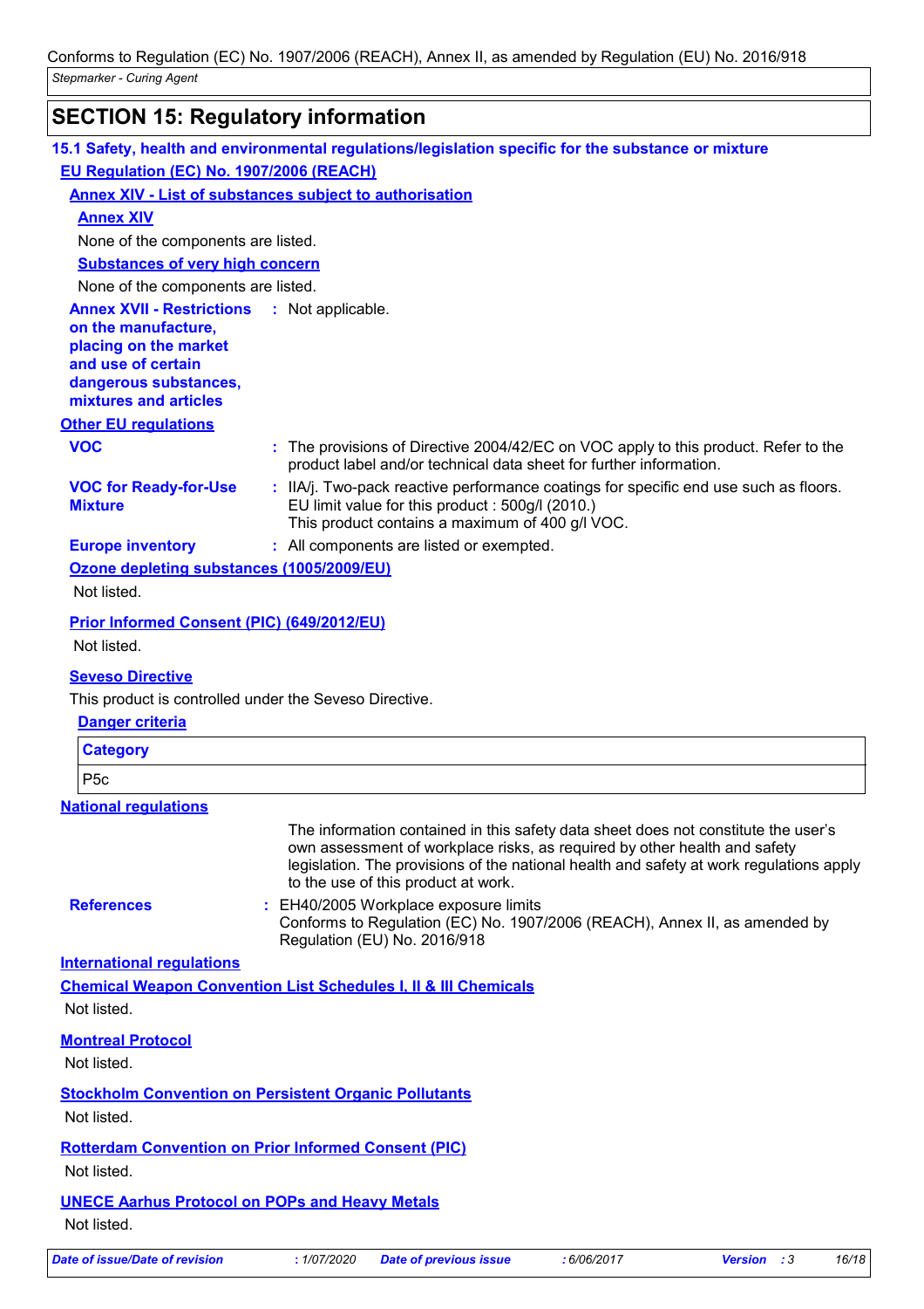## SECTION 15: Regulatory information

### 15.1 Safety, health and environmental regulations/legislation specific for the substance or mixture

**EU Regulation (EC) No. 1907/2006 (REACH)**

**Annex XIV - List of substances subject to authorisation**

**Annex XIV**

None of the components are listed.

**Substances of very high concern**

None of the components are listed.

**Annex XVII - Restrictions on the manufacture, placing on the market and use of certain dangerous substances, mixtures and articles** : Not applicable.

**Other EU regulations**

**VOC** : The provisions of Directive 2004/42/EC on VOC apply to this product. Refer to the product label and/or technical data sheet for further information.

**VOC for Ready-for-Use Mixture** : IIA/j. Two-pack reactive performance coatings for specific end use such as floors. EU limit value for this product : 500g/l (2010.)
This product contains a maximum of 400 g/l VOC.

**Europe inventory** : All components are listed or exempted.

**Ozone depleting substances (1005/2009/EU)**

Not listed.

**Prior Informed Consent (PIC) (649/2012/EU)**

Not listed.

**Seveso Directive**

This product is controlled under the Seveso Directive.

**Danger criteria**

| Category |
|---|
| P5c |

**National regulations**

The information contained in this safety data sheet does not constitute the user's own assessment of workplace risks, as required by other health and safety legislation. The provisions of the national health and safety at work regulations apply to the use of this product at work.

**References** : EH40/2005 Workplace exposure limits
Conforms to Regulation (EC) No. 1907/2006 (REACH), Annex II, as amended by Regulation (EU) No. 2016/918

**International regulations**

**Chemical Weapon Convention List Schedules I, II & III Chemicals**

Not listed.

**Montreal Protocol**

Not listed.

**Stockholm Convention on Persistent Organic Pollutants**

Not listed.

**Rotterdam Convention on Prior Informed Consent (PIC)**

Not listed.

**UNECE Aarhus Protocol on POPs and Heavy Metals**

Not listed.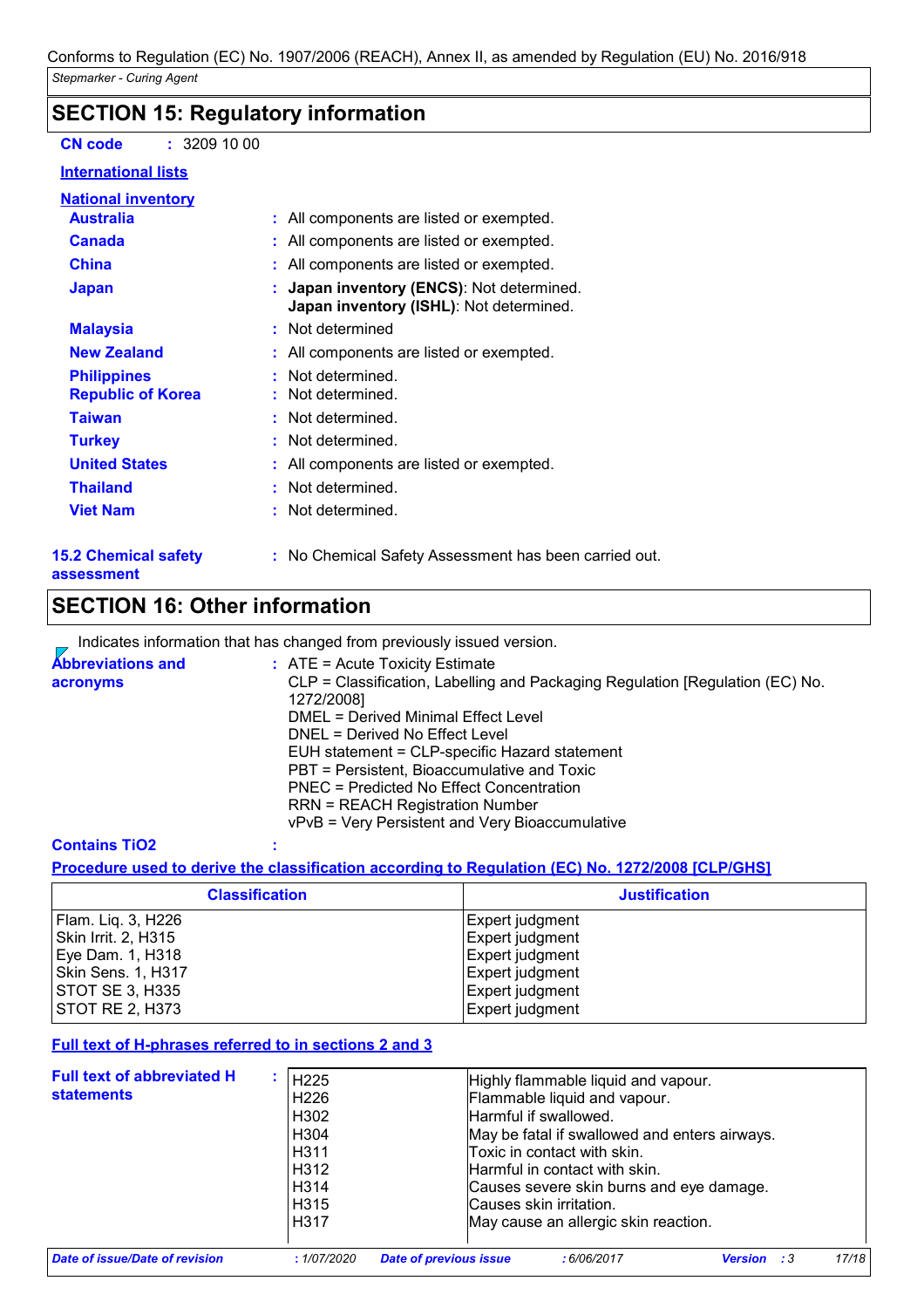Conforms to Regulation (EC) No. 1907/2006 (REACH), Annex II, as amended by Regulation (EU) No. 2016/918

*Stepmarker - Curing Agent*

## SECTION 15: Regulatory information

**CN code** : 3209 10 00

**International lists**

**National inventory**

| | |
|---|---|
| **Australia** | : All components are listed or exempted. |
| **Canada** | : All components are listed or exempted. |
| **China** | : All components are listed or exempted. |
| **Japan** | : **Japan inventory (ENCS)**: Not determined.<br>**Japan inventory (ISHL)**: Not determined. |
| **Malaysia** | : Not determined |
| **New Zealand** | : All components are listed or exempted. |
| **Philippines** | : Not determined. |
| **Republic of Korea** | : Not determined. |
| **Taiwan** | : Not determined. |
| **Turkey** | : Not determined. |
| **United States** | : All components are listed or exempted. |
| **Thailand** | : Not determined. |
| **Viet Nam** | : Not determined. |

**15.2 Chemical safety assessment** : No Chemical Safety Assessment has been carried out.

## SECTION 16: Other information

Indicates information that has changed from previously issued version.

**Abbreviations and acronyms** : ATE = Acute Toxicity Estimate
CLP = Classification, Labelling and Packaging Regulation [Regulation (EC) No. 1272/2008]
DMEL = Derived Minimal Effect Level
DNEL = Derived No Effect Level
EUH statement = CLP-specific Hazard statement
PBT = Persistent, Bioaccumulative and Toxic
PNEC = Predicted No Effect Concentration
RRN = REACH Registration Number
vPvB = Very Persistent and Very Bioaccumulative

**Contains TiO2** :

**Procedure used to derive the classification according to Regulation (EC) No. 1272/2008 [CLP/GHS]**

| Classification | Justification |
|---|---|
| Flam. Liq. 3, H226 | Expert judgment |
| Skin Irrit. 2, H315 | Expert judgment |
| Eye Dam. 1, H318 | Expert judgment |
| Skin Sens. 1, H317 | Expert judgment |
| STOT SE 3, H335 | Expert judgment |
| STOT RE 2, H373 | Expert judgment |

**Full text of H-phrases referred to in sections 2 and 3**

**Full text of abbreviated H statements** :

| | |
|---|---|
| H225 | Highly flammable liquid and vapour. |
| H226 | Flammable liquid and vapour. |
| H302 | Harmful if swallowed. |
| H304 | May be fatal if swallowed and enters airways. |
| H311 | Toxic in contact with skin. |
| H312 | Harmful in contact with skin. |
| H314 | Causes severe skin burns and eye damage. |
| H315 | Causes skin irritation. |
| H317 | May cause an allergic skin reaction. |

*Date of issue/Date of revision* : 1/07/2020 *Date of previous issue* : 6/06/2017 *Version* : 3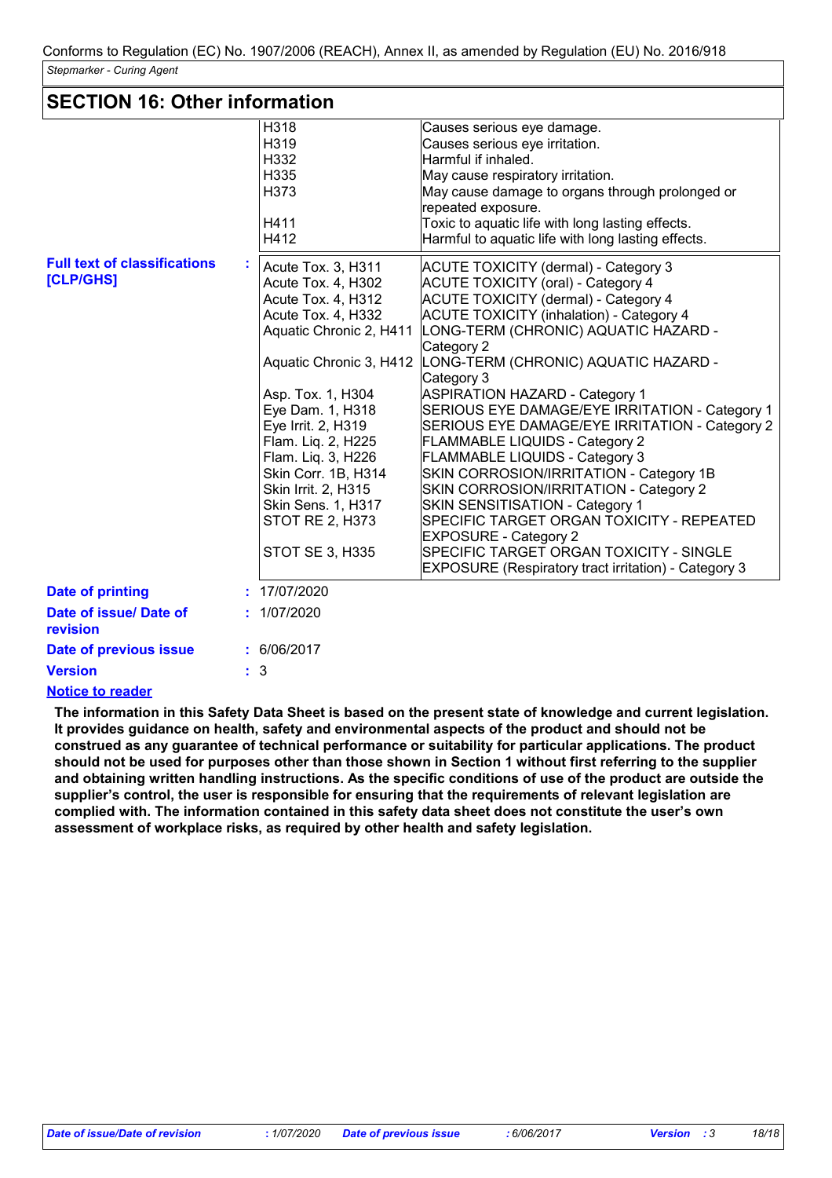## SECTION 16: Other information

| | |
|---|---|
| H318 | Causes serious eye damage. |
| H319 | Causes serious eye irritation. |
| H332 | Harmful if inhaled. |
| H335 | May cause respiratory irritation. |
| H373 | May cause damage to organs through prolonged or repeated exposure. |
| H411 | Toxic to aquatic life with long lasting effects. |
| H412 | Harmful to aquatic life with long lasting effects. |

**Full text of classifications [CLP/GHS]** :

| | |
|---|---|
| Acute Tox. 3, H311 | ACUTE TOXICITY (dermal) - Category 3 |
| Acute Tox. 4, H302 | ACUTE TOXICITY (oral) - Category 4 |
| Acute Tox. 4, H312 | ACUTE TOXICITY (dermal) - Category 4 |
| Acute Tox. 4, H332 | ACUTE TOXICITY (inhalation) - Category 4 |
| Aquatic Chronic 2, H411 | LONG-TERM (CHRONIC) AQUATIC HAZARD - Category 2 |
| Aquatic Chronic 3, H412 | LONG-TERM (CHRONIC) AQUATIC HAZARD - Category 3 |
| Asp. Tox. 1, H304 | ASPIRATION HAZARD - Category 1 |
| Eye Dam. 1, H318 | SERIOUS EYE DAMAGE/EYE IRRITATION - Category 1 |
| Eye Irrit. 2, H319 | SERIOUS EYE DAMAGE/EYE IRRITATION - Category 2 |
| Flam. Liq. 2, H225 | FLAMMABLE LIQUIDS - Category 2 |
| Flam. Liq. 3, H226 | FLAMMABLE LIQUIDS - Category 3 |
| Skin Corr. 1B, H314 | SKIN CORROSION/IRRITATION - Category 1B |
| Skin Irrit. 2, H315 | SKIN CORROSION/IRRITATION - Category 2 |
| Skin Sens. 1, H317 | SKIN SENSITISATION - Category 1 |
| STOT RE 2, H373 | SPECIFIC TARGET ORGAN TOXICITY - REPEATED EXPOSURE - Category 2 |
| STOT SE 3, H335 | SPECIFIC TARGET ORGAN TOXICITY - SINGLE EXPOSURE (Respiratory tract irritation) - Category 3 |

**Date of printing** : 17/07/2020

**Date of issue/ Date of revision** : 1/07/2020

**Date of previous issue** : 6/06/2017

**Version** : 3

**Notice to reader**

**The information in this Safety Data Sheet is based on the present state of knowledge and current legislation. It provides guidance on health, safety and environmental aspects of the product and should not be construed as any guarantee of technical performance or suitability for particular applications. The product should not be used for purposes other than those shown in Section 1 without first referring to the supplier and obtaining written handling instructions. As the specific conditions of use of the product are outside the supplier's control, the user is responsible for ensuring that the requirements of relevant legislation are complied with. The information contained in this safety data sheet does not constitute the user's own assessment of workplace risks, as required by other health and safety legislation.**